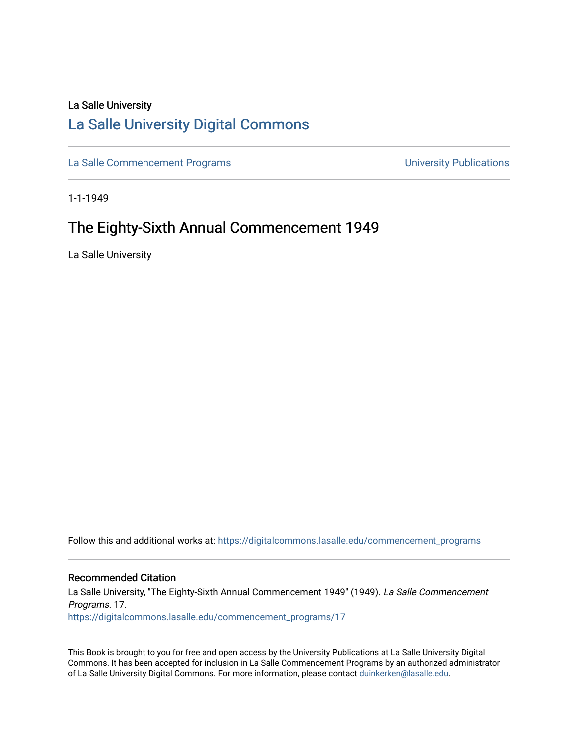La Salle University

# La Salle University Digital Commons

La Salle Commencement Programs

University Publications

1-1-1949

## The Eighty-Sixth Annual Commencement 1949

La Salle University

Follow this and additional works at: https://digitalcommons.lasalle.edu/commencement_programs

### Recommended Citation

La Salle University, "The Eighty-Sixth Annual Commencement 1949" (1949). *La Salle Commencement Programs*. 17.
https://digitalcommons.lasalle.edu/commencement_programs/17

This Book is brought to you for free and open access by the University Publications at La Salle University Digital Commons. It has been accepted for inclusion in La Salle Commencement Programs by an authorized administrator of La Salle University Digital Commons. For more information, please contact duinkerken@lasalle.edu.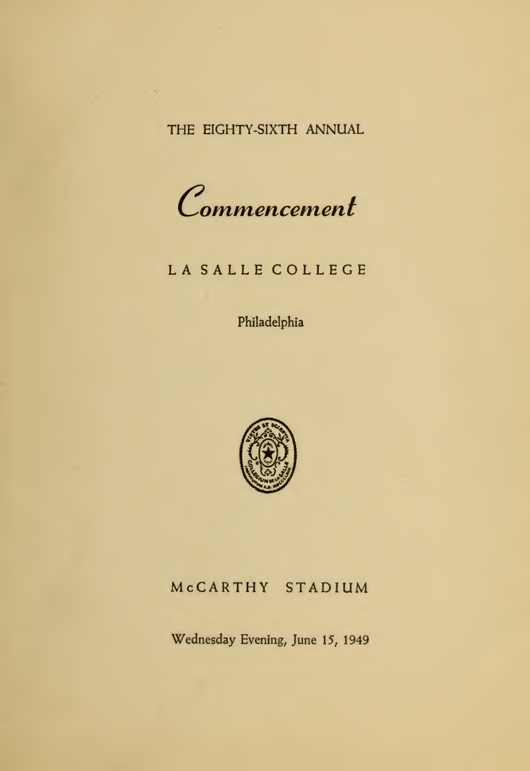THE EIGHTY-SIXTH ANNUAL

# *Commencement*

## LA SALLE COLLEGE

Philadelphia

McCARTHY STADIUM

Wednesday Evening, June 15, 1949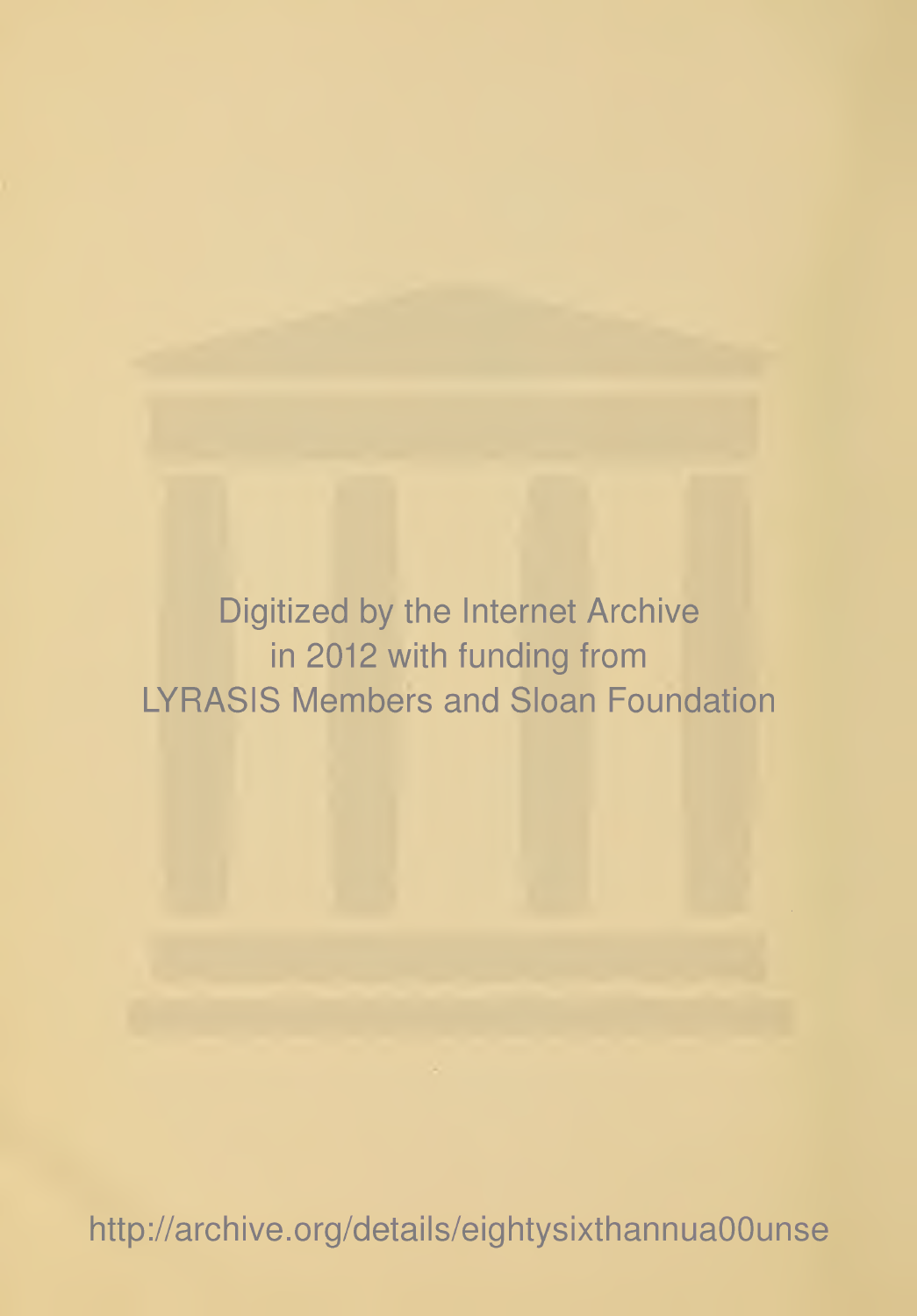Digitized by the Internet Archive
in 2012 with funding from
LYRASIS Members and Sloan Foundation

http://archive.org/details/eightysixthannua00unse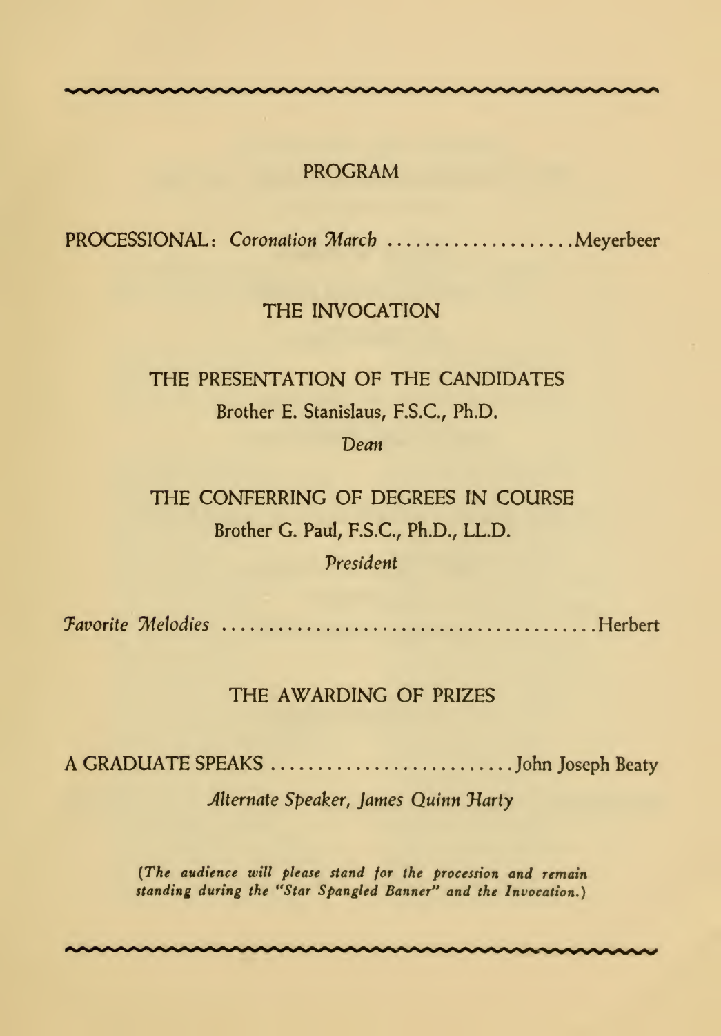## PROGRAM

PROCESSIONAL: *Coronation March* .................... Meyerbeer

### THE INVOCATION

### THE PRESENTATION OF THE CANDIDATES

Brother E. Stanislaus, F.S.C., Ph.D.

*Dean*

### THE CONFERRING OF DEGREES IN COURSE

Brother G. Paul, F.S.C., Ph.D., LL.D.

*President*

*Favorite Melodies* ........................................ Herbert

### THE AWARDING OF PRIZES

A GRADUATE SPEAKS .......................... John Joseph Beaty

*Alternate Speaker, James Quinn Harty*

*(The audience will please stand for the procession and remain standing during the "Star Spangled Banner" and the Invocation.)*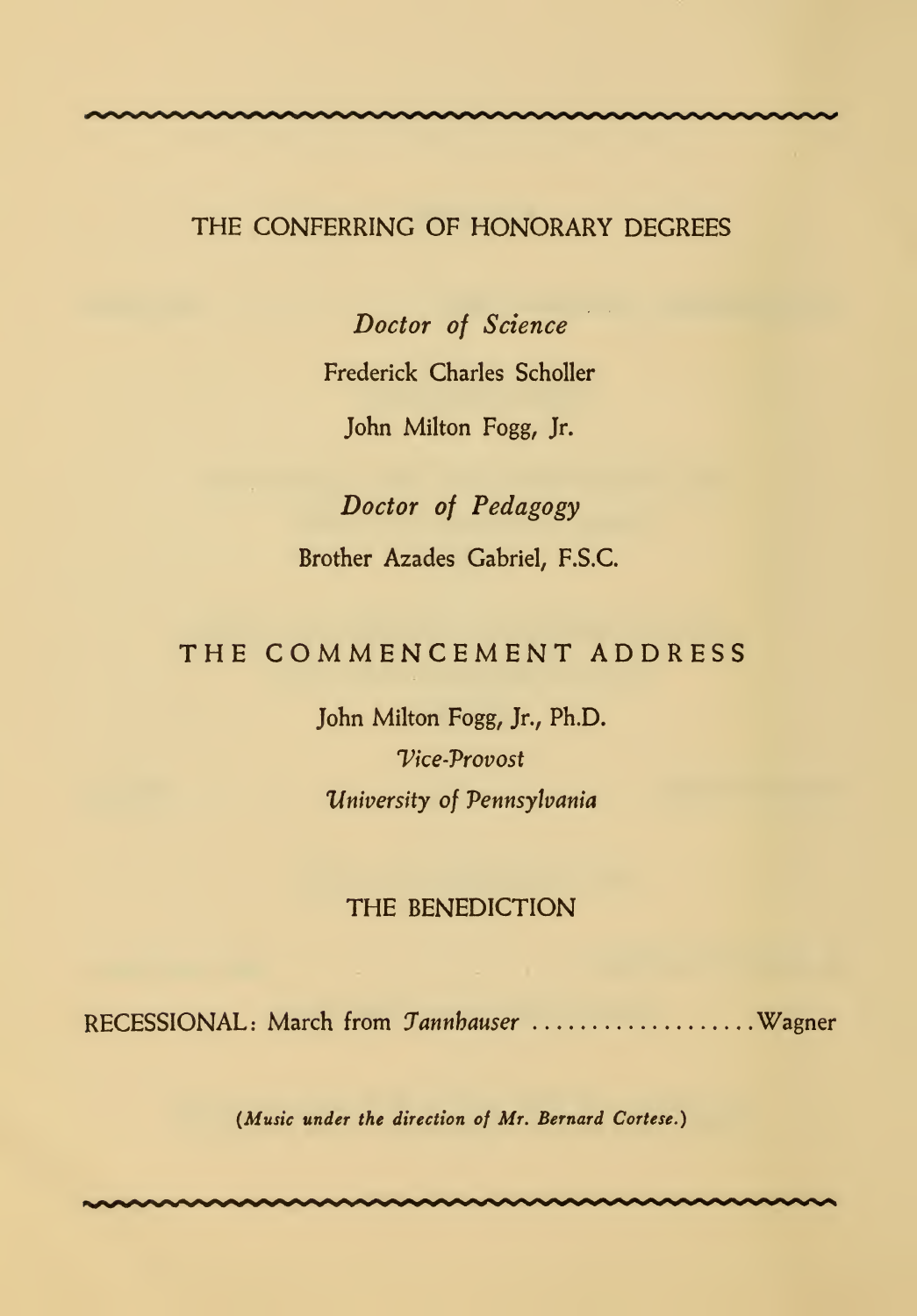## THE CONFERRING OF HONORARY DEGREES

*Doctor of Science*

Frederick Charles Scholler

John Milton Fogg, Jr.

*Doctor of Pedagogy*

Brother Azades Gabriel, F.S.C.

## THE COMMENCEMENT ADDRESS

John Milton Fogg, Jr., Ph.D.

*Vice-Provost*

*University of Pennsylvania*

## THE BENEDICTION

RECESSIONAL: March from *Tannhauser* .................... Wagner

*(Music under the direction of Mr. Bernard Cortese.)*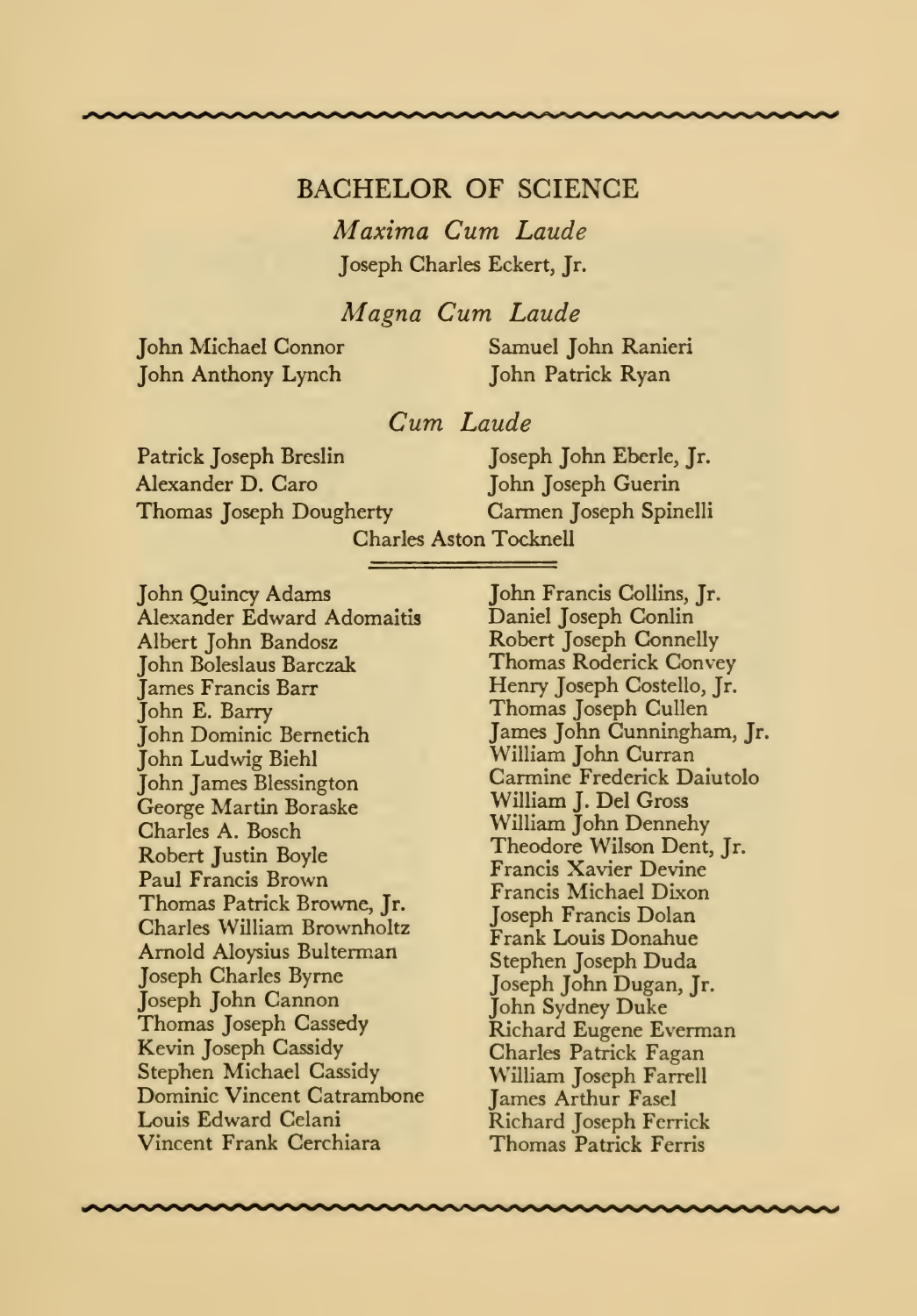## BACHELOR OF SCIENCE

### *Maxima Cum Laude*

Joseph Charles Eckert, Jr.

### *Magna Cum Laude*

John Michael Connor
John Anthony Lynch
Samuel John Ranieri
John Patrick Ryan

### *Cum Laude*

Patrick Joseph Breslin
Alexander D. Caro
Thomas Joseph Dougherty
Joseph John Eberle, Jr.
John Joseph Guerin
Carmen Joseph Spinelli
Charles Aston Tocknell

---

John Quincy Adams
Alexander Edward Adomaitis
Albert John Bandosz
John Boleslaus Barczak
James Francis Barr
John E. Barry
John Dominic Bernetich
John Ludwig Biehl
John James Blessington
George Martin Boraske
Charles A. Bosch
Robert Justin Boyle
Paul Francis Brown
Thomas Patrick Browne, Jr.
Charles William Brownholtz
Arnold Aloysius Bulterman
Joseph Charles Byrne
Joseph John Cannon
Thomas Joseph Cassedy
Kevin Joseph Cassidy
Stephen Michael Cassidy
Dominic Vincent Catrambone
Louis Edward Celani
Vincent Frank Cerchiara
John Francis Collins, Jr.
Daniel Joseph Conlin
Robert Joseph Connelly
Thomas Roderick Convey
Henry Joseph Costello, Jr.
Thomas Joseph Cullen
James John Cunningham, Jr.
William John Curran
Carmine Frederick Daiutolo
William J. Del Gross
William John Dennehy
Theodore Wilson Dent, Jr.
Francis Xavier Devine
Francis Michael Dixon
Joseph Francis Dolan
Frank Louis Donahue
Stephen Joseph Duda
Joseph John Dugan, Jr.
John Sydney Duke
Richard Eugene Everman
Charles Patrick Fagan
William Joseph Farrell
James Arthur Fasel
Richard Joseph Ferrick
Thomas Patrick Ferris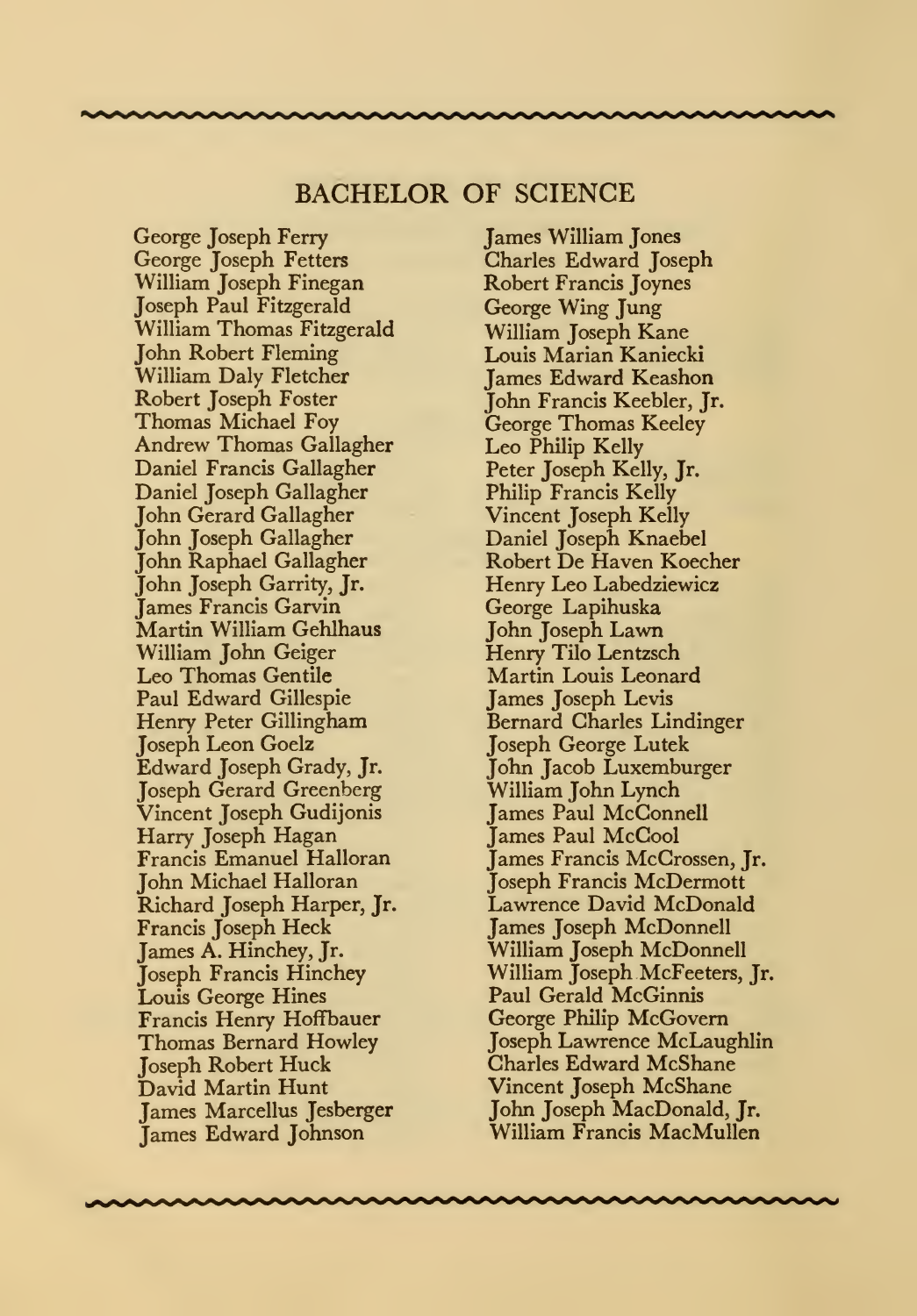## BACHELOR OF SCIENCE

George Joseph Ferry
George Joseph Fetters
William Joseph Finegan
Joseph Paul Fitzgerald
William Thomas Fitzgerald
John Robert Fleming
William Daly Fletcher
Robert Joseph Foster
Thomas Michael Foy
Andrew Thomas Gallagher
Daniel Francis Gallagher
Daniel Joseph Gallagher
John Gerard Gallagher
John Joseph Gallagher
John Raphael Gallagher
John Joseph Garrity, Jr.
James Francis Garvin
Martin William Gehlhaus
William John Geiger
Leo Thomas Gentile
Paul Edward Gillespie
Henry Peter Gillingham
Joseph Leon Goelz
Edward Joseph Grady, Jr.
Joseph Gerard Greenberg
Vincent Joseph Gudijonis
Harry Joseph Hagan
Francis Emanuel Halloran
John Michael Halloran
Richard Joseph Harper, Jr.
Francis Joseph Heck
James A. Hinchey, Jr.
Joseph Francis Hinchey
Louis George Hines
Francis Henry Hoffbauer
Thomas Bernard Howley
Joseph Robert Huck
David Martin Hunt
James Marcellus Jesberger
James Edward Johnson
James William Jones
Charles Edward Joseph
Robert Francis Joynes
George Wing Jung
William Joseph Kane
Louis Marian Kaniecki
James Edward Keashon
John Francis Keebler, Jr.
George Thomas Keeley
Leo Philip Kelly
Peter Joseph Kelly, Jr.
Philip Francis Kelly
Vincent Joseph Kelly
Daniel Joseph Knaebel
Robert De Haven Koecher
Henry Leo Labedziewicz
George Lapihuska
John Joseph Lawn
Henry Tilo Lentzsch
Martin Louis Leonard
James Joseph Levis
Bernard Charles Lindinger
Joseph George Lutek
John Jacob Luxemburger
William John Lynch
James Paul McConnell
James Paul McCool
James Francis McCrossen, Jr.
Joseph Francis McDermott
Lawrence David McDonald
James Joseph McDonnell
William Joseph McDonnell
William Joseph McFeeters, Jr.
Paul Gerald McGinnis
George Philip McGovern
Joseph Lawrence McLaughlin
Charles Edward McShane
Vincent Joseph McShane
John Joseph MacDonald, Jr.
William Francis MacMullen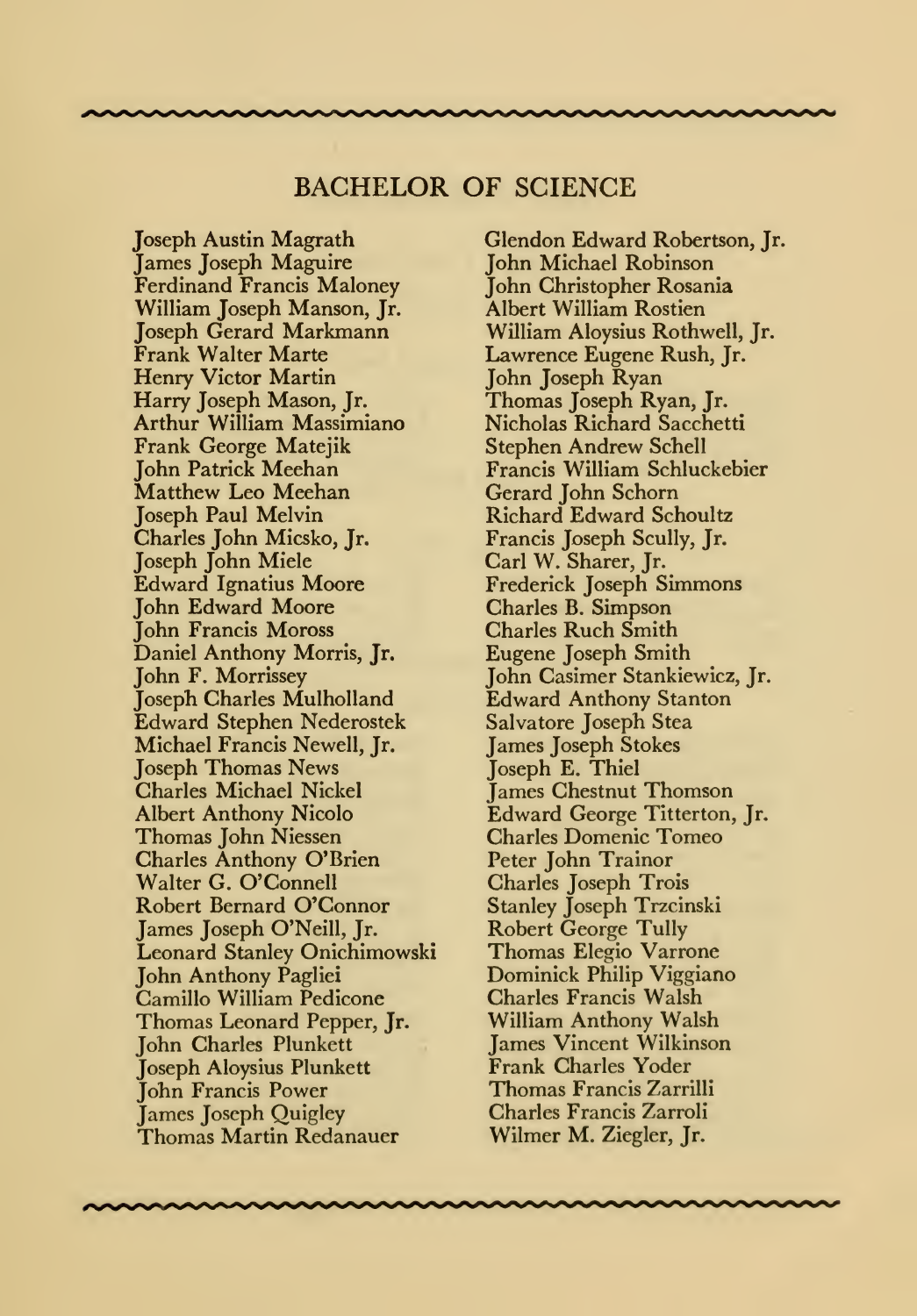## BACHELOR OF SCIENCE

Joseph Austin Magrath
James Joseph Maguire
Ferdinand Francis Maloney
William Joseph Manson, Jr.
Joseph Gerard Markmann
Frank Walter Marte
Henry Victor Martin
Harry Joseph Mason, Jr.
Arthur William Massimiano
Frank George Matejik
John Patrick Meehan
Matthew Leo Meehan
Joseph Paul Melvin
Charles John Micsko, Jr.
Joseph John Miele
Edward Ignatius Moore
John Edward Moore
John Francis Moross
Daniel Anthony Morris, Jr.
John F. Morrissey
Joseph Charles Mulholland
Edward Stephen Nederostek
Michael Francis Newell, Jr.
Joseph Thomas News
Charles Michael Nickel
Albert Anthony Nicolo
Thomas John Niessen
Charles Anthony O'Brien
Walter G. O'Connell
Robert Bernard O'Connor
James Joseph O'Neill, Jr.
Leonard Stanley Onichimowski
John Anthony Pagliei
Camillo William Pedicone
Thomas Leonard Pepper, Jr.
John Charles Plunkett
Joseph Aloysius Plunkett
John Francis Power
James Joseph Quigley
Thomas Martin Redanauer
Glendon Edward Robertson, Jr.
John Michael Robinson
John Christopher Rosania
Albert William Rostien
William Aloysius Rothwell, Jr.
Lawrence Eugene Rush, Jr.
John Joseph Ryan
Thomas Joseph Ryan, Jr.
Nicholas Richard Sacchetti
Stephen Andrew Schell
Francis William Schluckebier
Gerard John Schorn
Richard Edward Schoultz
Francis Joseph Scully, Jr.
Carl W. Sharer, Jr.
Frederick Joseph Simmons
Charles B. Simpson
Charles Ruch Smith
Eugene Joseph Smith
John Casimer Stankiewicz, Jr.
Edward Anthony Stanton
Salvatore Joseph Stea
James Joseph Stokes
Joseph E. Thiel
James Chestnut Thomson
Edward George Titterton, Jr.
Charles Domenic Tomeo
Peter John Trainor
Charles Joseph Trois
Stanley Joseph Trzcinski
Robert George Tully
Thomas Elegio Varrone
Dominick Philip Viggiano
Charles Francis Walsh
William Anthony Walsh
James Vincent Wilkinson
Frank Charles Yoder
Thomas Francis Zarrilli
Charles Francis Zarroli
Wilmer M. Ziegler, Jr.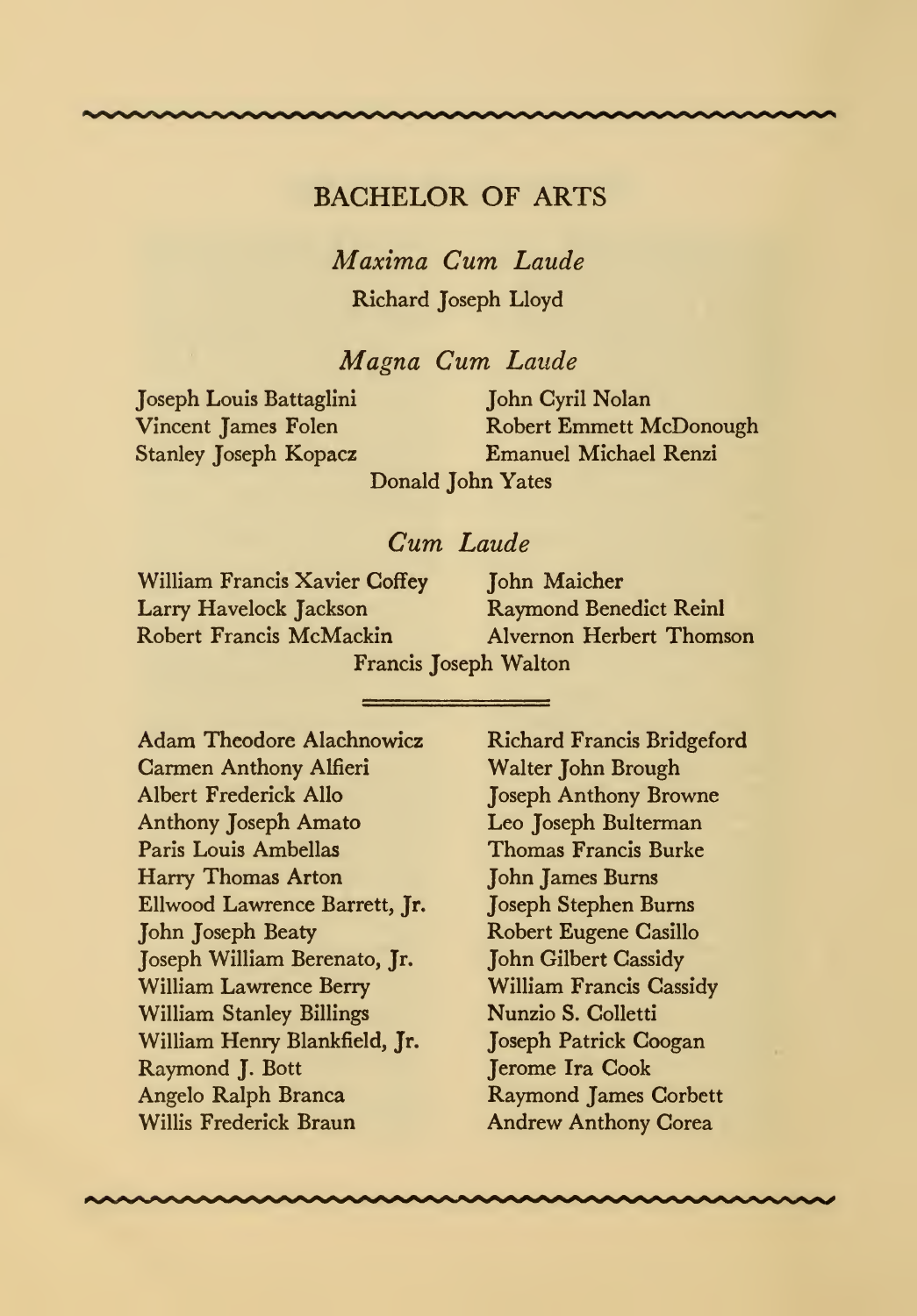## BACHELOR OF ARTS

### *Maxima Cum Laude*

Richard Joseph Lloyd

### *Magna Cum Laude*

Joseph Louis Battaglini
Vincent James Folen
Stanley Joseph Kopacz
John Cyril Nolan
Robert Emmett McDonough
Emanuel Michael Renzi
Donald John Yates

### *Cum Laude*

William Francis Xavier Coffey
Larry Havelock Jackson
Robert Francis McMackin
John Maicher
Raymond Benedict Reinl
Alvernon Herbert Thomson
Francis Joseph Walton

---

Adam Theodore Alachnowicz
Carmen Anthony Alfieri
Albert Frederick Allo
Anthony Joseph Amato
Paris Louis Ambellas
Harry Thomas Arton
Ellwood Lawrence Barrett, Jr.
John Joseph Beaty
Joseph William Berenato, Jr.
William Lawrence Berry
William Stanley Billings
William Henry Blankfield, Jr.
Raymond J. Bott
Angelo Ralph Branca
Willis Frederick Braun
Richard Francis Bridgeford
Walter John Brough
Joseph Anthony Browne
Leo Joseph Bulterman
Thomas Francis Burke
John James Burns
Joseph Stephen Burns
Robert Eugene Casillo
John Gilbert Cassidy
William Francis Cassidy
Nunzio S. Colletti
Joseph Patrick Coogan
Jerome Ira Cook
Raymond James Corbett
Andrew Anthony Corea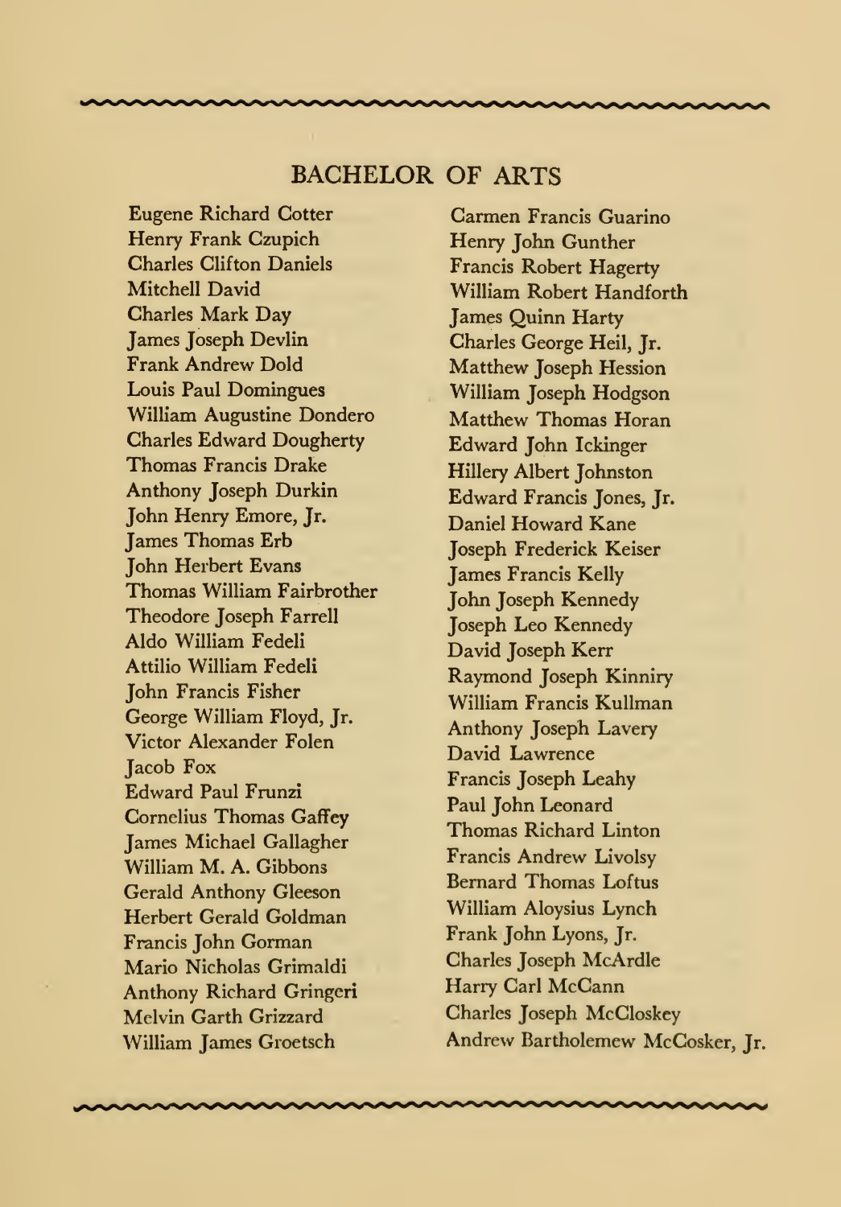## BACHELOR OF ARTS

Eugene Richard Cotter
Henry Frank Czupich
Charles Clifton Daniels
Mitchell David
Charles Mark Day
James Joseph Devlin
Frank Andrew Dold
Louis Paul Domingues
William Augustine Dondero
Charles Edward Dougherty
Thomas Francis Drake
Anthony Joseph Durkin
John Henry Emore, Jr.
James Thomas Erb
John Herbert Evans
Thomas William Fairbrother
Theodore Joseph Farrell
Aldo William Fedeli
Attilio William Fedeli
John Francis Fisher
George William Floyd, Jr.
Victor Alexander Folen
Jacob Fox
Edward Paul Frunzi
Cornelius Thomas Gaffey
James Michael Gallagher
William M. A. Gibbons
Gerald Anthony Gleeson
Herbert Gerald Goldman
Francis John Gorman
Mario Nicholas Grimaldi
Anthony Richard Gringeri
Melvin Garth Grizzard
William James Groetsch
Carmen Francis Guarino
Henry John Gunther
Francis Robert Hagerty
William Robert Handforth
James Quinn Harty
Charles George Heil, Jr.
Matthew Joseph Hession
William Joseph Hodgson
Matthew Thomas Horan
Edward John Ickinger
Hillery Albert Johnston
Edward Francis Jones, Jr.
Daniel Howard Kane
Joseph Frederick Keiser
James Francis Kelly
John Joseph Kennedy
Joseph Leo Kennedy
David Joseph Kerr
Raymond Joseph Kinniry
William Francis Kullman
Anthony Joseph Lavery
David Lawrence
Francis Joseph Leahy
Paul John Leonard
Thomas Richard Linton
Francis Andrew Livolsy
Bernard Thomas Loftus
William Aloysius Lynch
Frank John Lyons, Jr.
Charles Joseph McArdle
Harry Carl McCann
Charles Joseph McCloskey
Andrew Bartholemew McCosker, Jr.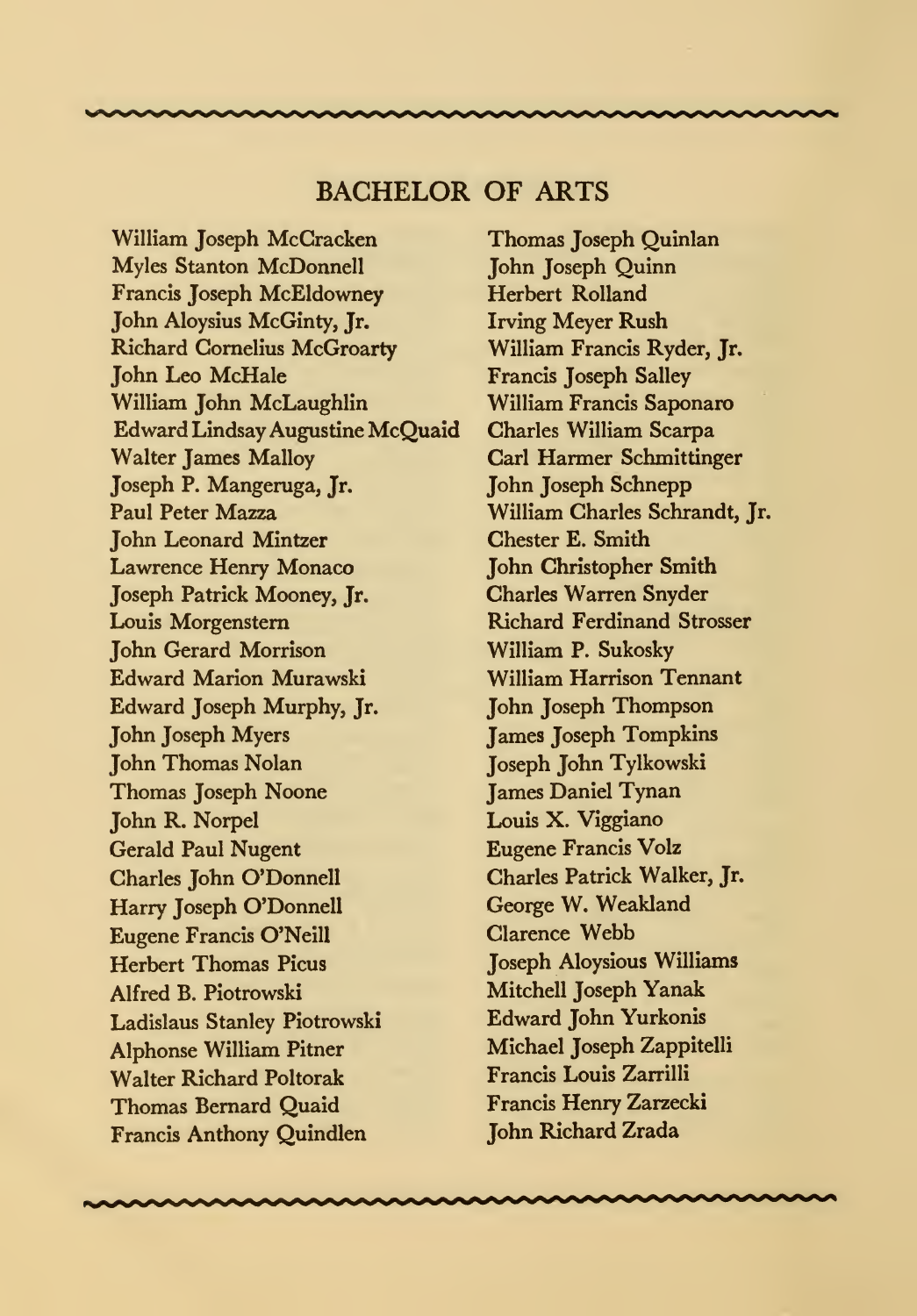## BACHELOR OF ARTS

William Joseph McCracken
Myles Stanton McDonnell
Francis Joseph McEldowney
John Aloysius McGinty, Jr.
Richard Cornelius McGroarty
John Leo McHale
William John McLaughlin
Edward Lindsay Augustine McQuaid
Walter James Malloy
Joseph P. Mangeruga, Jr.
Paul Peter Mazza
John Leonard Mintzer
Lawrence Henry Monaco
Joseph Patrick Mooney, Jr.
Louis Morgenstern
John Gerard Morrison
Edward Marion Murawski
Edward Joseph Murphy, Jr.
John Joseph Myers
John Thomas Nolan
Thomas Joseph Noone
John R. Norpel
Gerald Paul Nugent
Charles John O'Donnell
Harry Joseph O'Donnell
Eugene Francis O'Neill
Herbert Thomas Picus
Alfred B. Piotrowski
Ladislaus Stanley Piotrowski
Alphonse William Pitner
Walter Richard Poltorak
Thomas Bernard Quaid
Francis Anthony Quindlen
Thomas Joseph Quinlan
John Joseph Quinn
Herbert Rolland
Irving Meyer Rush
William Francis Ryder, Jr.
Francis Joseph Salley
William Francis Saponaro
Charles William Scarpa
Carl Harmer Schmittinger
John Joseph Schnepp
William Charles Schrandt, Jr.
Chester E. Smith
John Christopher Smith
Charles Warren Snyder
Richard Ferdinand Strosser
William P. Sukosky
William Harrison Tennant
John Joseph Thompson
James Joseph Tompkins
Joseph John Tylkowski
James Daniel Tynan
Louis X. Viggiano
Eugene Francis Volz
Charles Patrick Walker, Jr.
George W. Weakland
Clarence Webb
Joseph Aloysious Williams
Mitchell Joseph Yanak
Edward John Yurkonis
Michael Joseph Zappitelli
Francis Louis Zarrilli
Francis Henry Zarzecki
John Richard Zrada